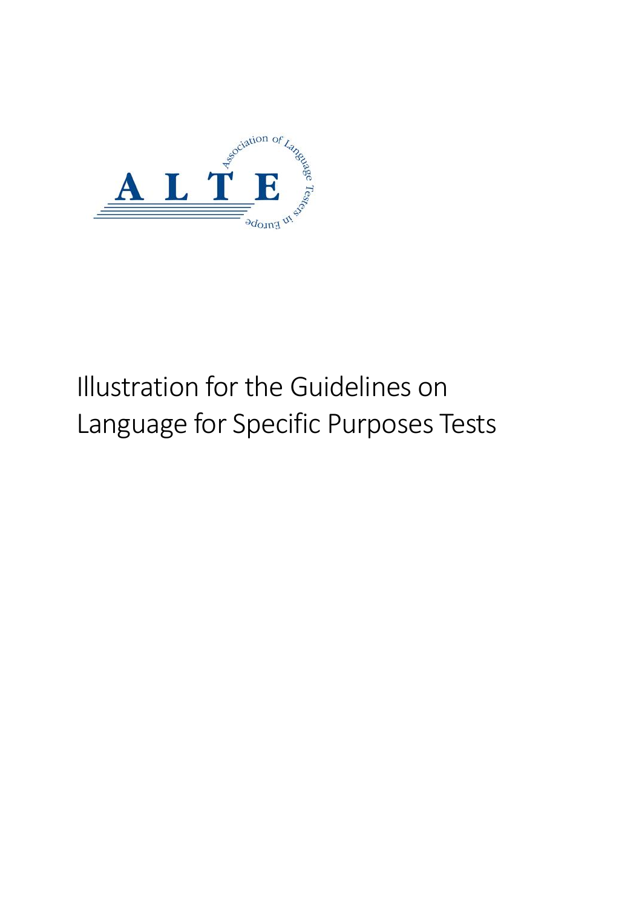# Illustration for the Guidelines on Language for Specific Purposes Tests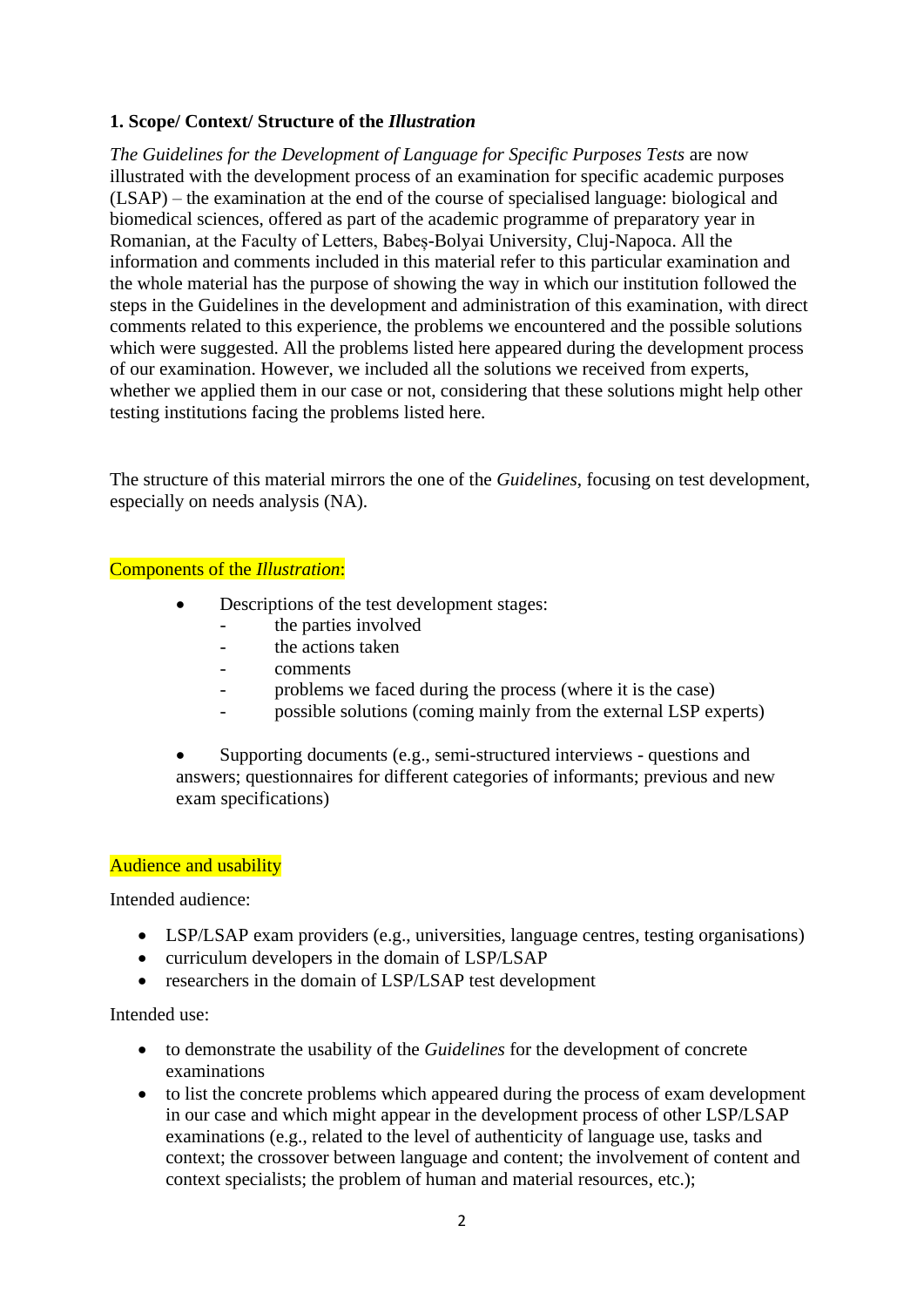### 1. Scope/ Context/ Structure of the *Illustration*

*The Guidelines for the Development of Language for Specific Purposes Tests* are now illustrated with the development process of an examination for specific academic purposes (LSAP) – the examination at the end of the course of specialised language: biological and biomedical sciences, offered as part of the academic programme of preparatory year in Romanian, at the Faculty of Letters, Babeș-Bolyai University, Cluj-Napoca. All the information and comments included in this material refer to this particular examination and the whole material has the purpose of showing the way in which our institution followed the steps in the Guidelines in the development and administration of this examination, with direct comments related to this experience, the problems we encountered and the possible solutions which were suggested. All the problems listed here appeared during the development process of our examination. However, we included all the solutions we received from experts, whether we applied them in our case or not, considering that these solutions might help other testing institutions facing the problems listed here.

The structure of this material mirrors the one of the *Guidelines*, focusing on test development, especially on needs analysis (NA).

Components of the *Illustration*:

- Descriptions of the test development stages:
  - the parties involved
  - the actions taken
  - comments
  - problems we faced during the process (where it is the case)
  - possible solutions (coming mainly from the external LSP experts)

- Supporting documents (e.g., semi-structured interviews - questions and answers; questionnaires for different categories of informants; previous and new exam specifications)

Audience and usability

Intended audience:

- LSP/LSAP exam providers (e.g., universities, language centres, testing organisations)
- curriculum developers in the domain of LSP/LSAP
- researchers in the domain of LSP/LSAP test development

Intended use:

- to demonstrate the usability of the *Guidelines* for the development of concrete examinations
- to list the concrete problems which appeared during the process of exam development in our case and which might appear in the development process of other LSP/LSAP examinations (e.g., related to the level of authenticity of language use, tasks and context; the crossover between language and content; the involvement of content and context specialists; the problem of human and material resources, etc.);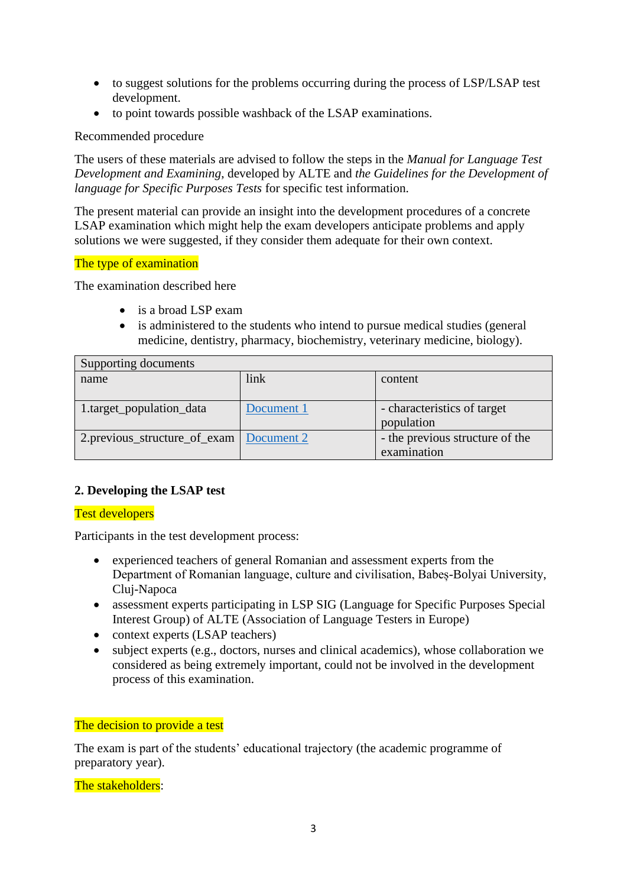- to suggest solutions for the problems occurring during the process of LSP/LSAP test development.
- to point towards possible washback of the LSAP examinations.

Recommended procedure

The users of these materials are advised to follow the steps in the *Manual for Language Test Development and Examining*, developed by ALTE and *the Guidelines for the Development of language for Specific Purposes Tests* for specific test information.

The present material can provide an insight into the development procedures of a concrete LSAP examination which might help the exam developers anticipate problems and apply solutions we were suggested, if they consider them adequate for their own context.

The type of examination

The examination described here

- is a broad LSP exam
- is administered to the students who intend to pursue medical studies (general medicine, dentistry, pharmacy, biochemistry, veterinary medicine, biology).

| Supporting documents | | |
|---|---|---|
| name | link | content |
| 1.target_population_data | Document 1 | - characteristics of target population |
| 2.previous_structure_of_exam | Document 2 | - the previous structure of the examination |

**2. Developing the LSAP test**

Test developers

Participants in the test development process:

- experienced teachers of general Romanian and assessment experts from the Department of Romanian language, culture and civilisation, Babeș-Bolyai University, Cluj-Napoca
- assessment experts participating in LSP SIG (Language for Specific Purposes Special Interest Group) of ALTE (Association of Language Testers in Europe)
- context experts (LSAP teachers)
- subject experts (e.g., doctors, nurses and clinical academics), whose collaboration we considered as being extremely important, could not be involved in the development process of this examination.

The decision to provide a test

The exam is part of the students' educational trajectory (the academic programme of preparatory year).

The stakeholders: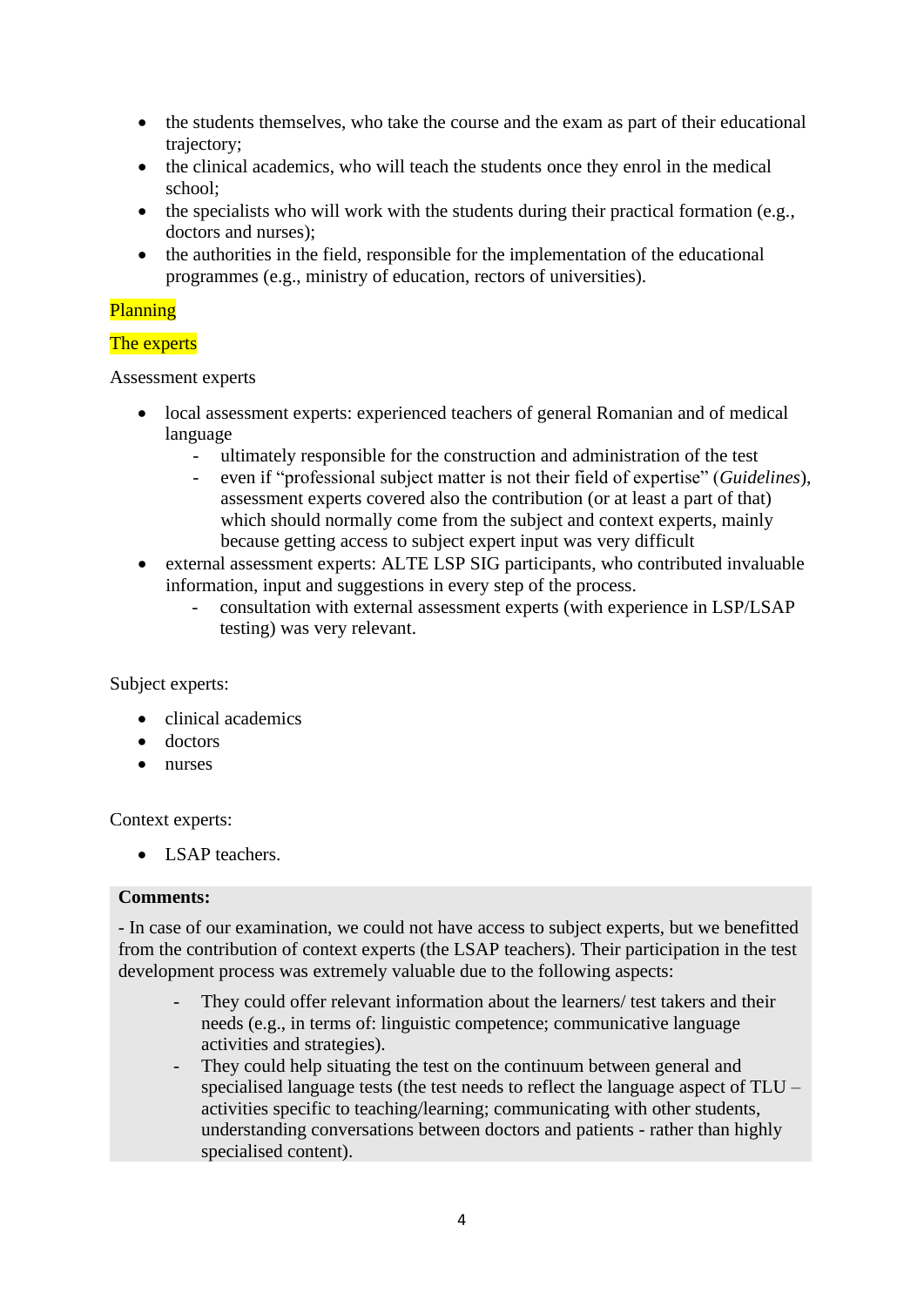- the students themselves, who take the course and the exam as part of their educational trajectory;
- the clinical academics, who will teach the students once they enrol in the medical school;
- the specialists who will work with the students during their practical formation (e.g., doctors and nurses);
- the authorities in the field, responsible for the implementation of the educational programmes (e.g., ministry of education, rectors of universities).

## Planning

### The experts

Assessment experts

- local assessment experts: experienced teachers of general Romanian and of medical language
  - ultimately responsible for the construction and administration of the test
  - even if "professional subject matter is not their field of expertise" (*Guidelines*), assessment experts covered also the contribution (or at least a part of that) which should normally come from the subject and context experts, mainly because getting access to subject expert input was very difficult
- external assessment experts: ALTE LSP SIG participants, who contributed invaluable information, input and suggestions in every step of the process.
  - consultation with external assessment experts (with experience in LSP/LSAP testing) was very relevant.

Subject experts:

- clinical academics
- doctors
- nurses

Context experts:

- LSAP teachers.

**Comments:**

- In case of our examination, we could not have access to subject experts, but we benefitted from the contribution of context experts (the LSAP teachers). Their participation in the test development process was extremely valuable due to the following aspects:
  - They could offer relevant information about the learners/ test takers and their needs (e.g., in terms of: linguistic competence; communicative language activities and strategies).
  - They could help situating the test on the continuum between general and specialised language tests (the test needs to reflect the language aspect of TLU – activities specific to teaching/learning; communicating with other students, understanding conversations between doctors and patients - rather than highly specialised content).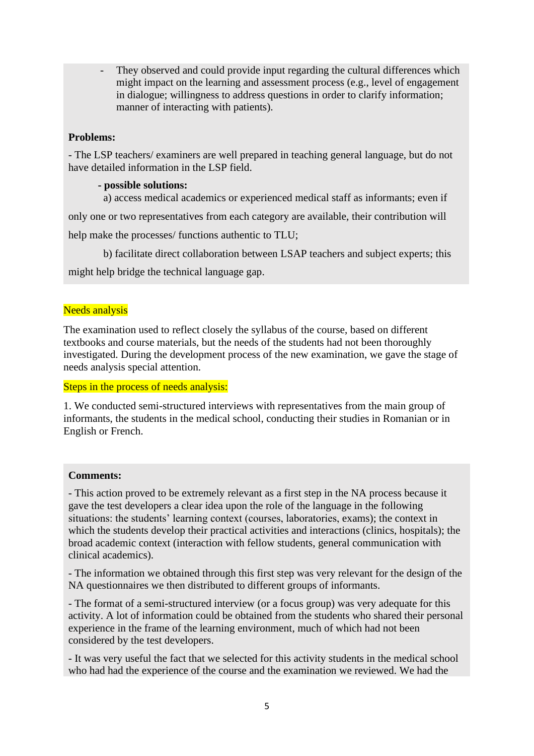- They observed and could provide input regarding the cultural differences which might impact on the learning and assessment process (e.g., level of engagement in dialogue; willingness to address questions in order to clarify information; manner of interacting with patients).

**Problems:**

- The LSP teachers/ examiners are well prepared in teaching general language, but do not have detailed information in the LSP field.

**- possible solutions:**

a) access medical academics or experienced medical staff as informants; even if only one or two representatives from each category are available, their contribution will help make the processes/ functions authentic to TLU;

b) facilitate direct collaboration between LSAP teachers and subject experts; this might help bridge the technical language gap.

Needs analysis

The examination used to reflect closely the syllabus of the course, based on different textbooks and course materials, but the needs of the students had not been thoroughly investigated. During the development process of the new examination, we gave the stage of needs analysis special attention.

Steps in the process of needs analysis:

1. We conducted semi-structured interviews with representatives from the main group of informants, the students in the medical school, conducting their studies in Romanian or in English or French.

**Comments:**

- This action proved to be extremely relevant as a first step in the NA process because it gave the test developers a clear idea upon the role of the language in the following situations: the students' learning context (courses, laboratories, exams); the context in which the students develop their practical activities and interactions (clinics, hospitals); the broad academic context (interaction with fellow students, general communication with clinical academics).

- The information we obtained through this first step was very relevant for the design of the NA questionnaires we then distributed to different groups of informants.

- The format of a semi-structured interview (or a focus group) was very adequate for this activity. A lot of information could be obtained from the students who shared their personal experience in the frame of the learning environment, much of which had not been considered by the test developers.

- It was very useful the fact that we selected for this activity students in the medical school who had had the experience of the course and the examination we reviewed. We had the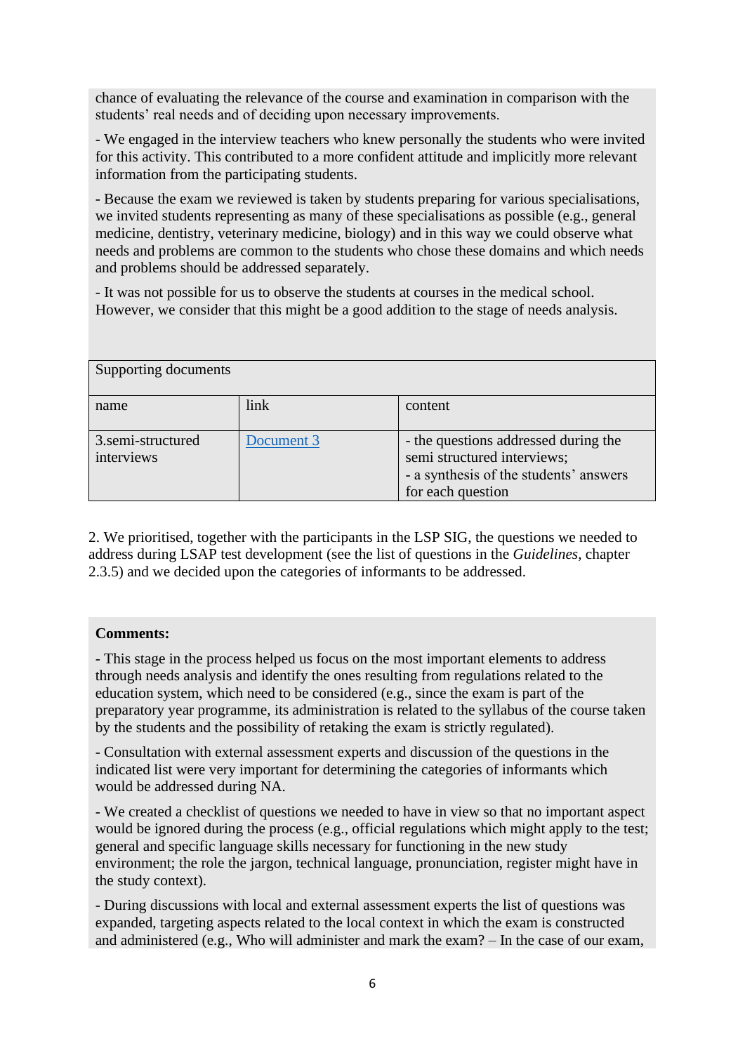chance of evaluating the relevance of the course and examination in comparison with the students' real needs and of deciding upon necessary improvements.

- We engaged in the interview teachers who knew personally the students who were invited for this activity. This contributed to a more confident attitude and implicitly more relevant information from the participating students.

- Because the exam we reviewed is taken by students preparing for various specialisations, we invited students representing as many of these specialisations as possible (e.g., general medicine, dentistry, veterinary medicine, biology) and in this way we could observe what needs and problems are common to the students who chose these domains and which needs and problems should be addressed separately.

- It was not possible for us to observe the students at courses in the medical school. However, we consider that this might be a good addition to the stage of needs analysis.

| Supporting documents | | |
|---|---|---|
| name | link | content |
| 3.semi-structured interviews | [Document 3]() | - the questions addressed during the semi structured interviews;<br>- a synthesis of the students' answers for each question |

2. We prioritised, together with the participants in the LSP SIG, the questions we needed to address during LSAP test development (see the list of questions in the *Guidelines*, chapter 2.3.5) and we decided upon the categories of informants to be addressed.

**Comments:**

- This stage in the process helped us focus on the most important elements to address through needs analysis and identify the ones resulting from regulations related to the education system, which need to be considered (e.g., since the exam is part of the preparatory year programme, its administration is related to the syllabus of the course taken by the students and the possibility of retaking the exam is strictly regulated).

- Consultation with external assessment experts and discussion of the questions in the indicated list were very important for determining the categories of informants which would be addressed during NA.

- We created a checklist of questions we needed to have in view so that no important aspect would be ignored during the process (e.g., official regulations which might apply to the test; general and specific language skills necessary for functioning in the new study environment; the role the jargon, technical language, pronunciation, register might have in the study context).

- During discussions with local and external assessment experts the list of questions was expanded, targeting aspects related to the local context in which the exam is constructed and administered (e.g., Who will administer and mark the exam? – In the case of our exam,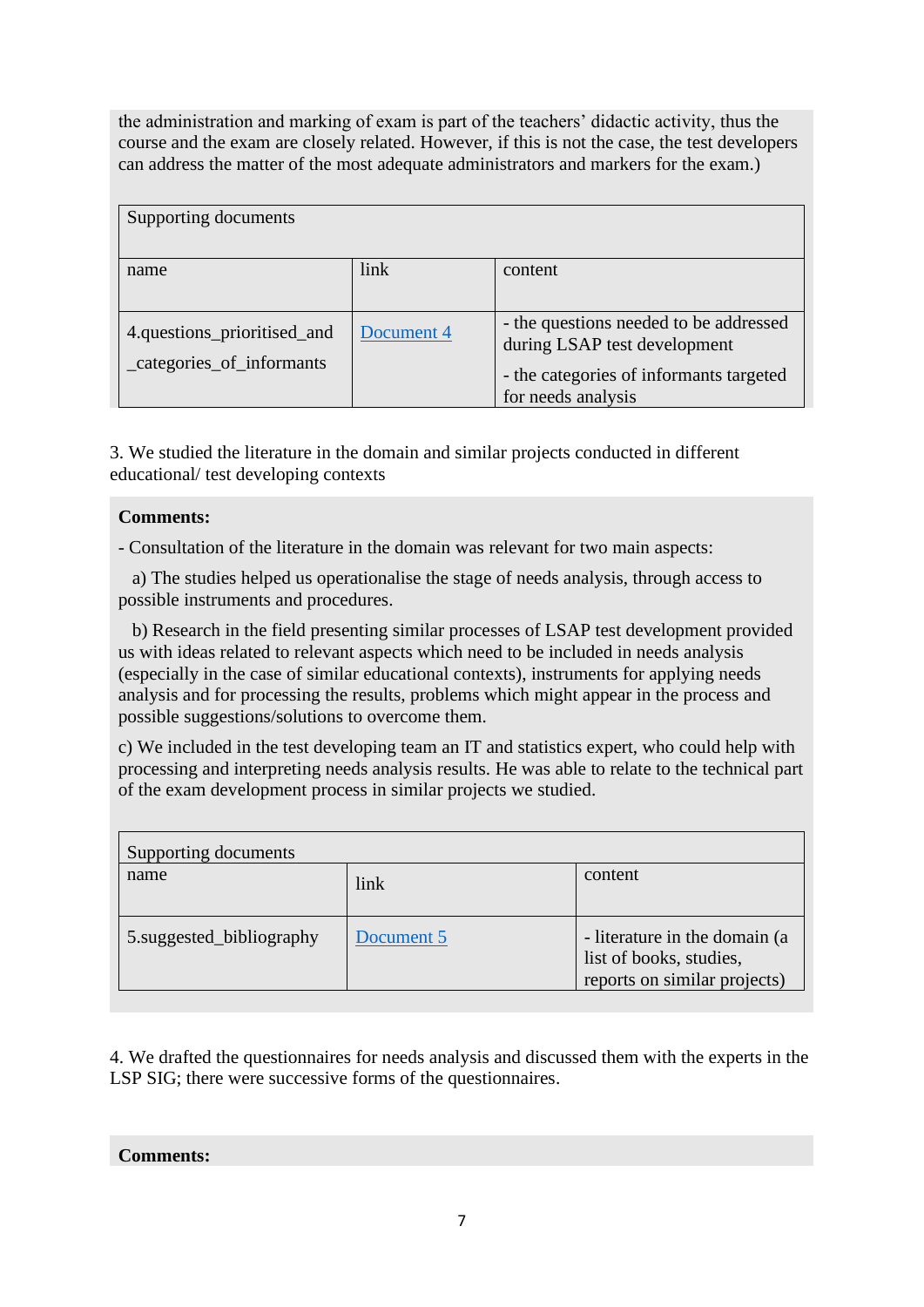the administration and marking of exam is part of the teachers' didactic activity, thus the course and the exam are closely related. However, if this is not the case, the test developers can address the matter of the most adequate administrators and markers for the exam.)

| Supporting documents | | |
|---|---|---|
| name | link | content |
| 4.questions_prioritised_and_categories_of_informants | Document 4 | - the questions needed to be addressed during LSAP test development<br>- the categories of informants targeted for needs analysis |

3. We studied the literature in the domain and similar projects conducted in different educational/ test developing contexts

**Comments:**

- Consultation of the literature in the domain was relevant for two main aspects:

a) The studies helped us operationalise the stage of needs analysis, through access to possible instruments and procedures.

b) Research in the field presenting similar processes of LSAP test development provided us with ideas related to relevant aspects which need to be included in needs analysis (especially in the case of similar educational contexts), instruments for applying needs analysis and for processing the results, problems which might appear in the process and possible suggestions/solutions to overcome them.

c) We included in the test developing team an IT and statistics expert, who could help with processing and interpreting needs analysis results. He was able to relate to the technical part of the exam development process in similar projects we studied.

| Supporting documents | | |
|---|---|---|
| name | link | content |
| 5.suggested_bibliography | Document 5 | - literature in the domain (a list of books, studies, reports on similar projects) |

4. We drafted the questionnaires for needs analysis and discussed them with the experts in the LSP SIG; there were successive forms of the questionnaires.

**Comments:**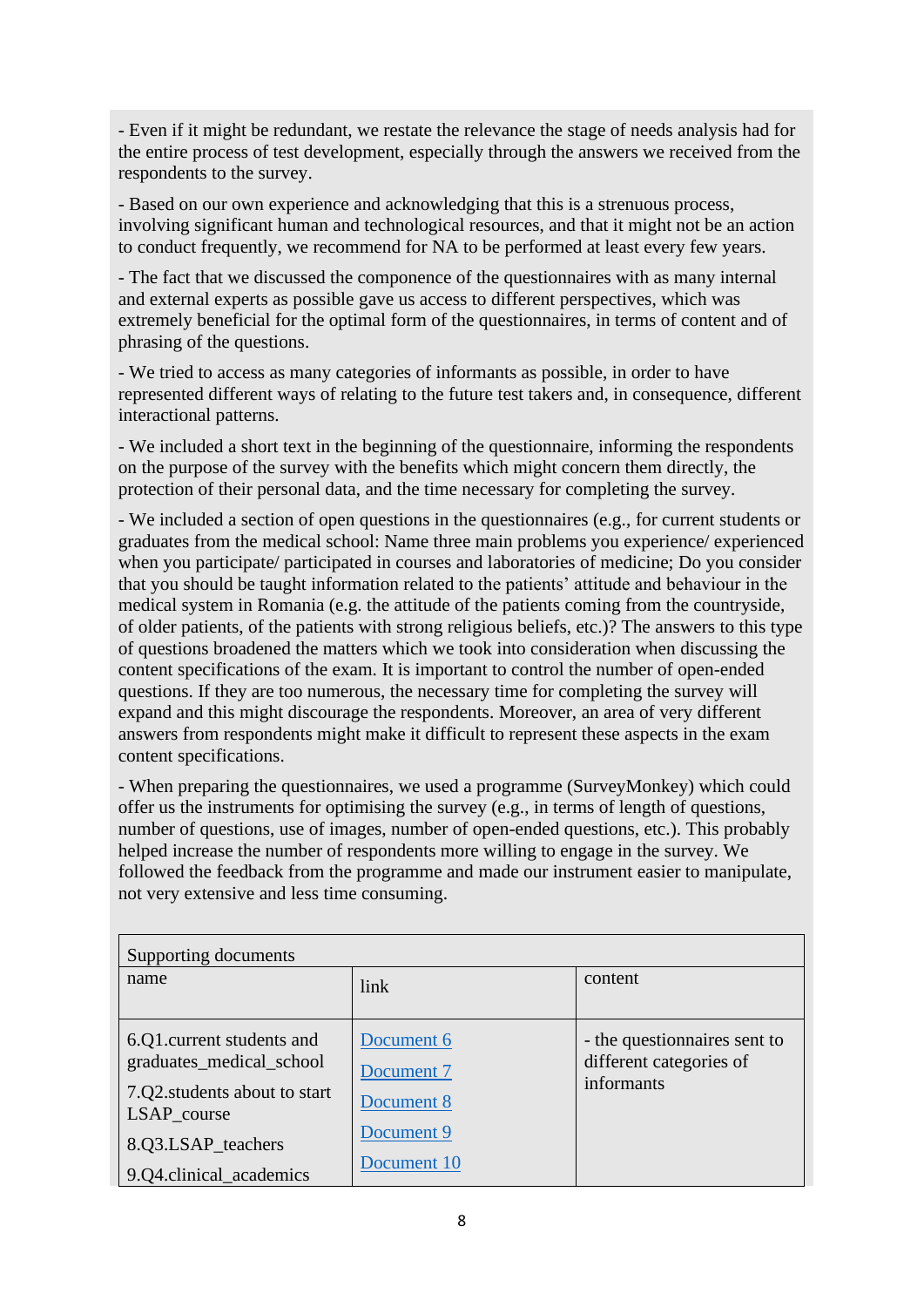- Even if it might be redundant, we restate the relevance the stage of needs analysis had for the entire process of test development, especially through the answers we received from the respondents to the survey.

- Based on our own experience and acknowledging that this is a strenuous process, involving significant human and technological resources, and that it might not be an action to conduct frequently, we recommend for NA to be performed at least every few years.

- The fact that we discussed the componence of the questionnaires with as many internal and external experts as possible gave us access to different perspectives, which was extremely beneficial for the optimal form of the questionnaires, in terms of content and of phrasing of the questions.

- We tried to access as many categories of informants as possible, in order to have represented different ways of relating to the future test takers and, in consequence, different interactional patterns.

- We included a short text in the beginning of the questionnaire, informing the respondents on the purpose of the survey with the benefits which might concern them directly, the protection of their personal data, and the time necessary for completing the survey.

- We included a section of open questions in the questionnaires (e.g., for current students or graduates from the medical school: Name three main problems you experience/ experienced when you participate/ participated in courses and laboratories of medicine; Do you consider that you should be taught information related to the patients' attitude and behaviour in the medical system in Romania (e.g. the attitude of the patients coming from the countryside, of older patients, of the patients with strong religious beliefs, etc.)? The answers to this type of questions broadened the matters which we took into consideration when discussing the content specifications of the exam. It is important to control the number of open-ended questions. If they are too numerous, the necessary time for completing the survey will expand and this might discourage the respondents. Moreover, an area of very different answers from respondents might make it difficult to represent these aspects in the exam content specifications.

- When preparing the questionnaires, we used a programme (SurveyMonkey) which could offer us the instruments for optimising the survey (e.g., in terms of length of questions, number of questions, use of images, number of open-ended questions, etc.). This probably helped increase the number of respondents more willing to engage in the survey. We followed the feedback from the programme and made our instrument easier to manipulate, not very extensive and less time consuming.

| Supporting documents | | |
|---|---|---|
| name | link | content |
| 6.Q1.current students and graduates_medical_school<br>7.Q2.students about to start LSAP_course<br>8.Q3.LSAP_teachers<br>9.Q4.clinical_academics | Document 6<br>Document 7<br>Document 8<br>Document 9<br>Document 10 | - the questionnaires sent to different categories of informants |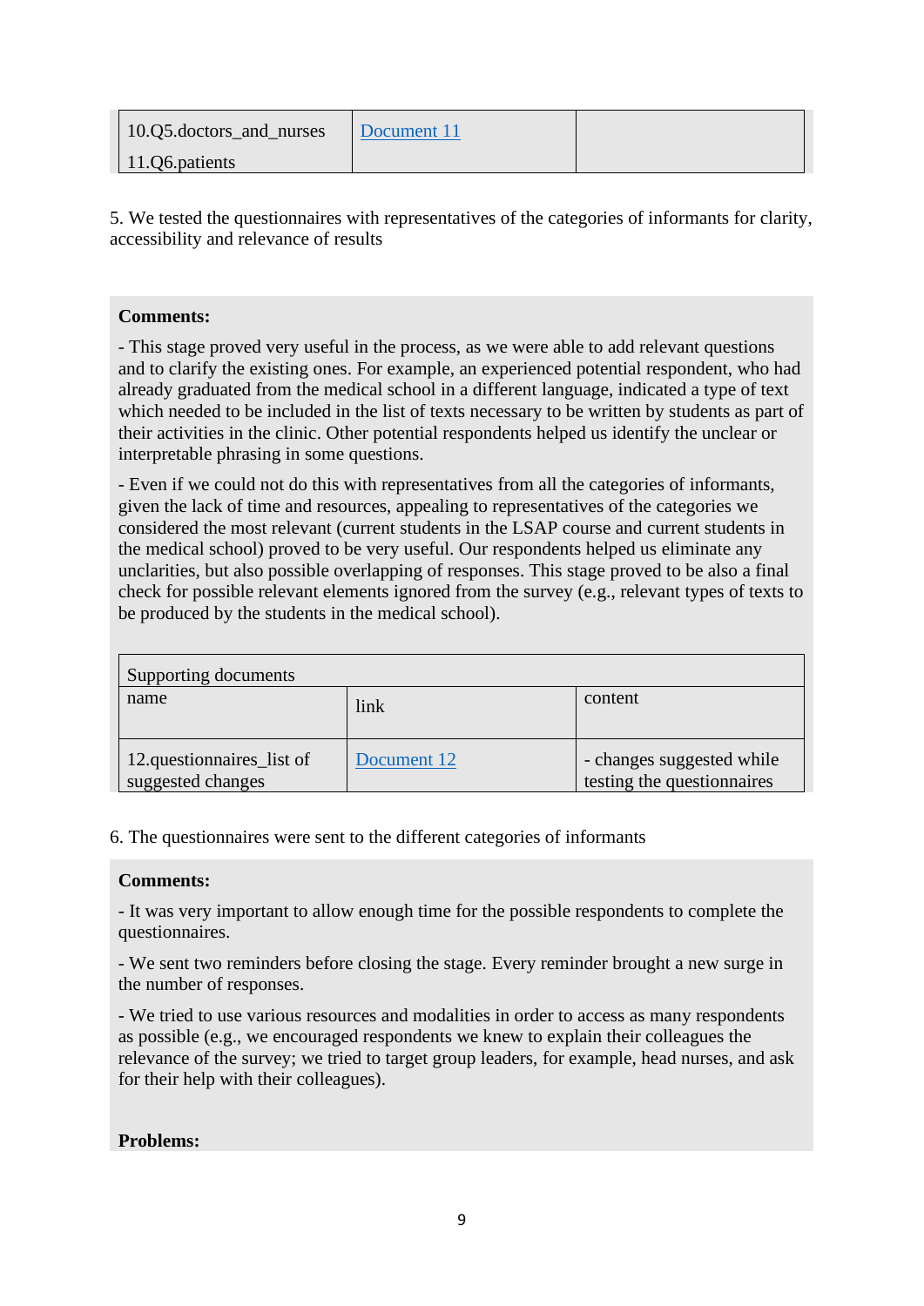| | | |
|---|---|---|
| 10.Q5.doctors_and_nurses<br>11.Q6.patients | [Document 11](#) | |

5. We tested the questionnaires with representatives of the categories of informants for clarity, accessibility and relevance of results

**Comments:**

- This stage proved very useful in the process, as we were able to add relevant questions and to clarify the existing ones. For example, an experienced potential respondent, who had already graduated from the medical school in a different language, indicated a type of text which needed to be included in the list of texts necessary to be written by students as part of their activities in the clinic. Other potential respondents helped us identify the unclear or interpretable phrasing in some questions.

- Even if we could not do this with representatives from all the categories of informants, given the lack of time and resources, appealing to representatives of the categories we considered the most relevant (current students in the LSAP course and current students in the medical school) proved to be very useful. Our respondents helped us eliminate any unclarities, but also possible overlapping of responses. This stage proved to be also a final check for possible relevant elements ignored from the survey (e.g., relevant types of texts to be produced by the students in the medical school).

| Supporting documents | | |
|---|---|---|
| name | link | content |
| 12.questionnaires_list of suggested changes | [Document 12](#) | - changes suggested while testing the questionnaires |

6. The questionnaires were sent to the different categories of informants

**Comments:**

- It was very important to allow enough time for the possible respondents to complete the questionnaires.

- We sent two reminders before closing the stage. Every reminder brought a new surge in the number of responses.

- We tried to use various resources and modalities in order to access as many respondents as possible (e.g., we encouraged respondents we knew to explain their colleagues the relevance of the survey; we tried to target group leaders, for example, head nurses, and ask for their help with their colleagues).

**Problems:**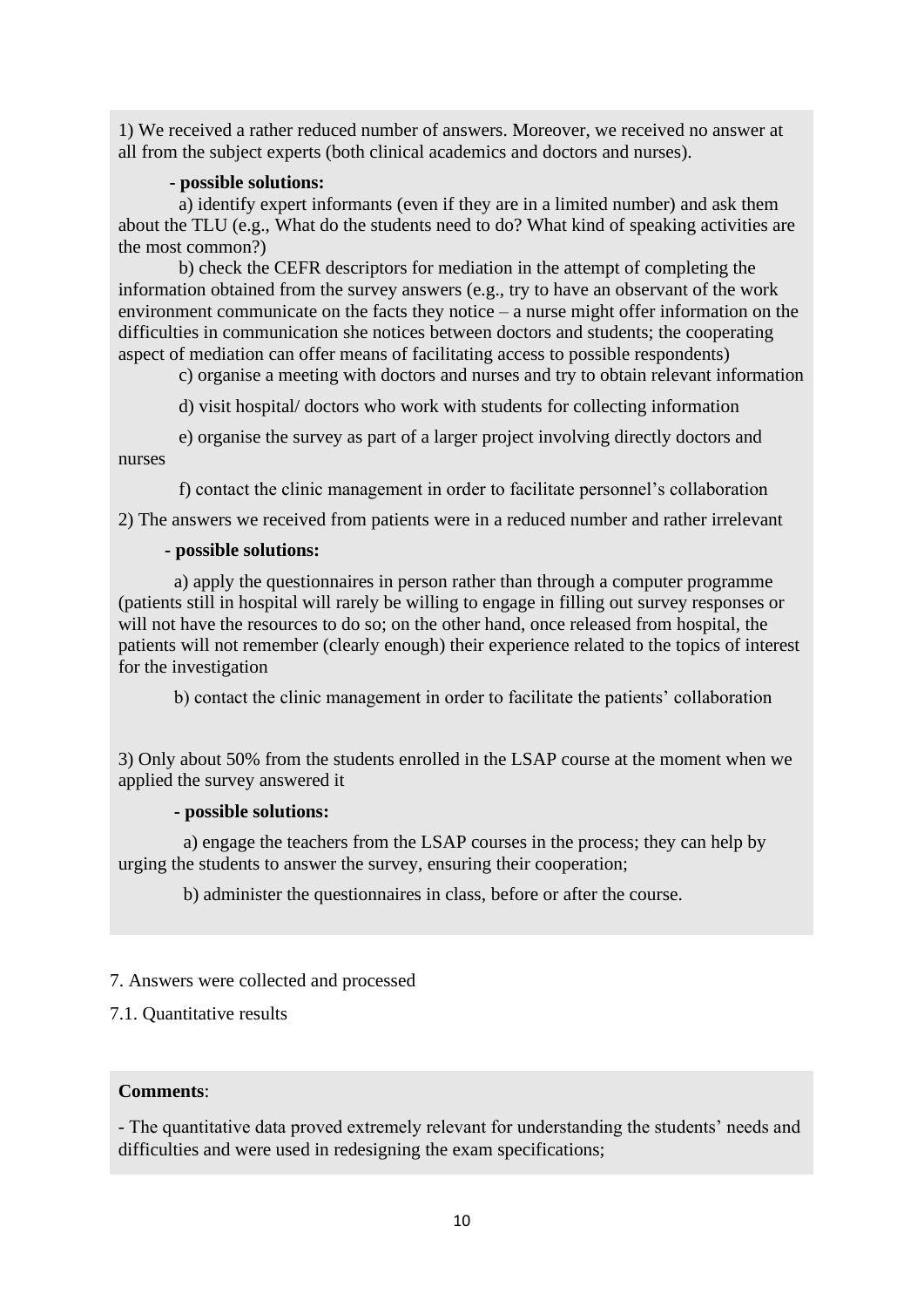1) We received a rather reduced number of answers. Moreover, we received no answer at all from the subject experts (both clinical academics and doctors and nurses).

**- possible solutions:**

a) identify expert informants (even if they are in a limited number) and ask them about the TLU (e.g., What do the students need to do? What kind of speaking activities are the most common?)

b) check the CEFR descriptors for mediation in the attempt of completing the information obtained from the survey answers (e.g., try to have an observant of the work environment communicate on the facts they notice – a nurse might offer information on the difficulties in communication she notices between doctors and students; the cooperating aspect of mediation can offer means of facilitating access to possible respondents)

c) organise a meeting with doctors and nurses and try to obtain relevant information

d) visit hospital/ doctors who work with students for collecting information

e) organise the survey as part of a larger project involving directly doctors and nurses

f) contact the clinic management in order to facilitate personnel's collaboration

2) The answers we received from patients were in a reduced number and rather irrelevant

**- possible solutions:**

a) apply the questionnaires in person rather than through a computer programme (patients still in hospital will rarely be willing to engage in filling out survey responses or will not have the resources to do so; on the other hand, once released from hospital, the patients will not remember (clearly enough) their experience related to the topics of interest for the investigation

b) contact the clinic management in order to facilitate the patients' collaboration

3) Only about 50% from the students enrolled in the LSAP course at the moment when we applied the survey answered it

**- possible solutions:**

a) engage the teachers from the LSAP courses in the process; they can help by urging the students to answer the survey, ensuring their cooperation;

b) administer the questionnaires in class, before or after the course.

7. Answers were collected and processed

7.1. Quantitative results

**Comments**:

- The quantitative data proved extremely relevant for understanding the students' needs and difficulties and were used in redesigning the exam specifications;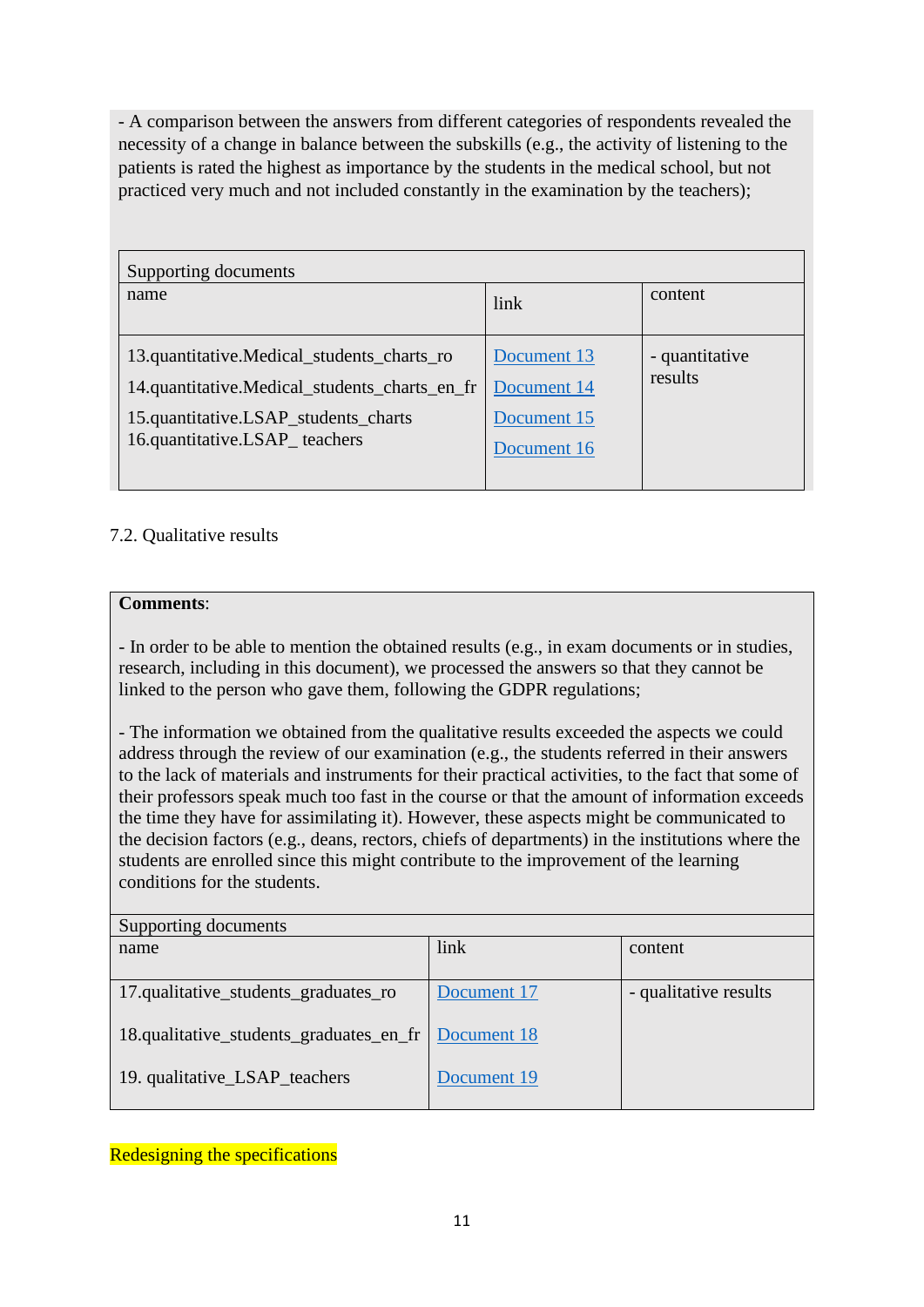- A comparison between the answers from different categories of respondents revealed the necessity of a change in balance between the subskills (e.g., the activity of listening to the patients is rated the highest as importance by the students in the medical school, but not practiced very much and not included constantly in the examination by the teachers);

| Supporting documents | | |
|---|---|---|
| name | link | content |
| 13.quantitative.Medical_students_charts_ro<br>14.quantitative.Medical_students_charts_en_fr<br>15.quantitative.LSAP_students_charts<br>16.quantitative.LSAP_ teachers | Document 13<br>Document 14<br>Document 15<br>Document 16 | - quantitative results |

7.2. Qualitative results

**Comments**:

- In order to be able to mention the obtained results (e.g., in exam documents or in studies, research, including in this document), we processed the answers so that they cannot be linked to the person who gave them, following the GDPR regulations;

- The information we obtained from the qualitative results exceeded the aspects we could address through the review of our examination (e.g., the students referred in their answers to the lack of materials and instruments for their practical activities, to the fact that some of their professors speak much too fast in the course or that the amount of information exceeds the time they have for assimilating it). However, these aspects might be communicated to the decision factors (e.g., deans, rectors, chiefs of departments) in the institutions where the students are enrolled since this might contribute to the improvement of the learning conditions for the students.

| Supporting documents | | |
|---|---|---|
| name | link | content |
| 17.qualitative_students_graduates_ro<br>18.qualitative_students_graduates_en_fr<br>19. qualitative_LSAP_teachers | Document 17<br>Document 18<br>Document 19 | - qualitative results |

Redesigning the specifications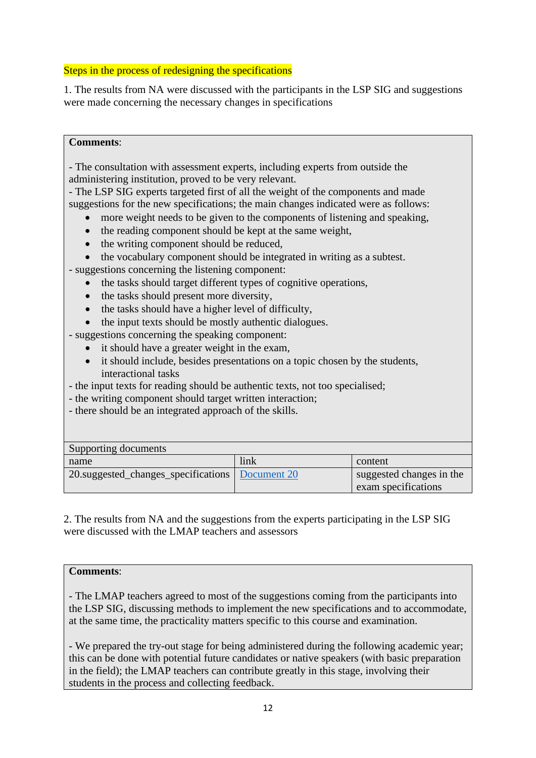Steps in the process of redesigning the specifications

1. The results from NA were discussed with the participants in the LSP SIG and suggestions were made concerning the necessary changes in specifications

**Comments**:

- The consultation with assessment experts, including experts from outside the administering institution, proved to be very relevant.
- The LSP SIG experts targeted first of all the weight of the components and made suggestions for the new specifications; the main changes indicated were as follows:
  - more weight needs to be given to the components of listening and speaking,
  - the reading component should be kept at the same weight,
  - the writing component should be reduced,
  - the vocabulary component should be integrated in writing as a subtest.
- suggestions concerning the listening component:
  - the tasks should target different types of cognitive operations,
  - the tasks should present more diversity,
  - the tasks should have a higher level of difficulty,
  - the input texts should be mostly authentic dialogues.
- suggestions concerning the speaking component:
  - it should have a greater weight in the exam,
  - it should include, besides presentations on a topic chosen by the students, interactional tasks
- the input texts for reading should be authentic texts, not too specialised;
- the writing component should target written interaction;
- there should be an integrated approach of the skills.

| Supporting documents | | |
|---|---|---|
| name | link | content |
| 20.suggested_changes_specifications | Document 20 | suggested changes in the exam specifications |

2. The results from NA and the suggestions from the experts participating in the LSP SIG were discussed with the LMAP teachers and assessors

**Comments**:

- The LMAP teachers agreed to most of the suggestions coming from the participants into the LSP SIG, discussing methods to implement the new specifications and to accommodate, at the same time, the practicality matters specific to this course and examination.

- We prepared the try-out stage for being administered during the following academic year; this can be done with potential future candidates or native speakers (with basic preparation in the field); the LMAP teachers can contribute greatly in this stage, involving their students in the process and collecting feedback.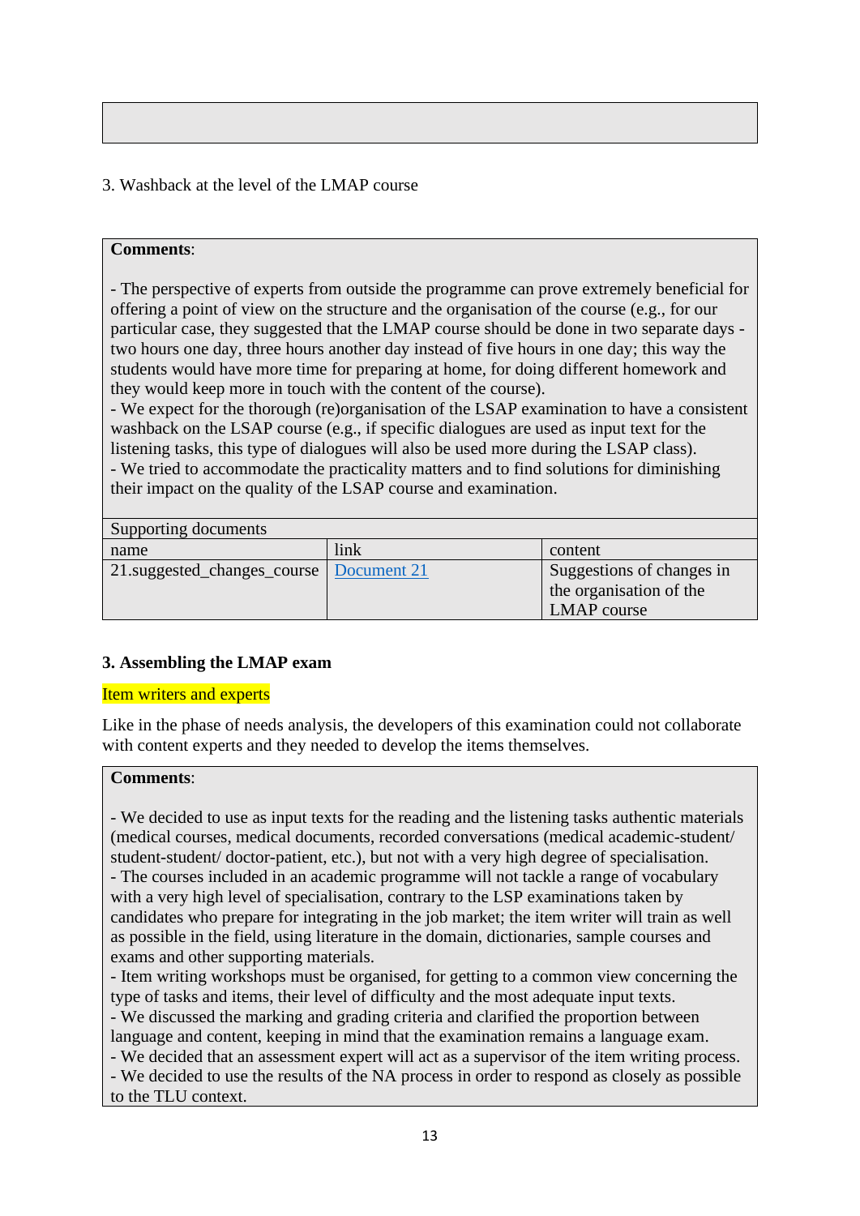3. Washback at the level of the LMAP course

**Comments**:

- The perspective of experts from outside the programme can prove extremely beneficial for offering a point of view on the structure and the organisation of the course (e.g., for our particular case, they suggested that the LMAP course should be done in two separate days - two hours one day, three hours another day instead of five hours in one day; this way the students would have more time for preparing at home, for doing different homework and they would keep more in touch with the content of the course).
- We expect for the thorough (re)organisation of the LSAP examination to have a consistent washback on the LSAP course (e.g., if specific dialogues are used as input text for the listening tasks, this type of dialogues will also be used more during the LSAP class).
- We tried to accommodate the practicality matters and to find solutions for diminishing their impact on the quality of the LSAP course and examination.

| Supporting documents | | |
|---|---|---|
| name | link | content |
| 21.suggested_changes_course | Document 21 | Suggestions of changes in the organisation of the LMAP course |

**3. Assembling the LMAP exam**

Item writers and experts

Like in the phase of needs analysis, the developers of this examination could not collaborate with content experts and they needed to develop the items themselves.

**Comments**:

- We decided to use as input texts for the reading and the listening tasks authentic materials (medical courses, medical documents, recorded conversations (medical academic-student/ student-student/ doctor-patient, etc.), but not with a very high degree of specialisation.
- The courses included in an academic programme will not tackle a range of vocabulary with a very high level of specialisation, contrary to the LSP examinations taken by candidates who prepare for integrating in the job market; the item writer will train as well as possible in the field, using literature in the domain, dictionaries, sample courses and exams and other supporting materials.
- Item writing workshops must be organised, for getting to a common view concerning the type of tasks and items, their level of difficulty and the most adequate input texts.
- We discussed the marking and grading criteria and clarified the proportion between language and content, keeping in mind that the examination remains a language exam.
- We decided that an assessment expert will act as a supervisor of the item writing process.
- We decided to use the results of the NA process in order to respond as closely as possible to the TLU context.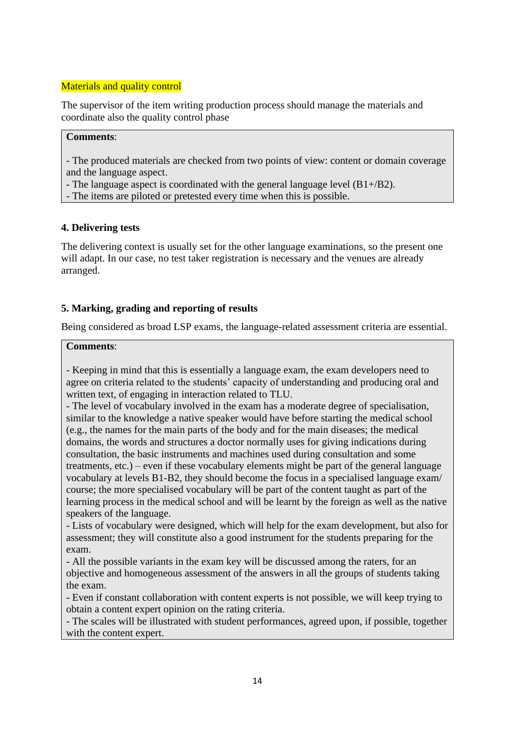Materials and quality control

The supervisor of the item writing production process should manage the materials and coordinate also the quality control phase

**Comments**:

- The produced materials are checked from two points of view: content or domain coverage and the language aspect.
- The language aspect is coordinated with the general language level (B1+/B2).
- The items are piloted or pretested every time when this is possible.

### 4. Delivering tests

The delivering context is usually set for the other language examinations, so the present one will adapt. In our case, no test taker registration is necessary and the venues are already arranged.

### 5. Marking, grading and reporting of results

Being considered as broad LSP exams, the language-related assessment criteria are essential.

**Comments**:

- Keeping in mind that this is essentially a language exam, the exam developers need to agree on criteria related to the students' capacity of understanding and producing oral and written text, of engaging in interaction related to TLU.
- The level of vocabulary involved in the exam has a moderate degree of specialisation, similar to the knowledge a native speaker would have before starting the medical school (e.g., the names for the main parts of the body and for the main diseases; the medical domains, the words and structures a doctor normally uses for giving indications during consultation, the basic instruments and machines used during consultation and some treatments, etc.) – even if these vocabulary elements might be part of the general language vocabulary at levels B1-B2, they should become the focus in a specialised language exam/ course; the more specialised vocabulary will be part of the content taught as part of the learning process in the medical school and will be learnt by the foreign as well as the native speakers of the language.
- Lists of vocabulary were designed, which will help for the exam development, but also for assessment; they will constitute also a good instrument for the students preparing for the exam.
- All the possible variants in the exam key will be discussed among the raters, for an objective and homogeneous assessment of the answers in all the groups of students taking the exam.
- Even if constant collaboration with content experts is not possible, we will keep trying to obtain a content expert opinion on the rating criteria.
- The scales will be illustrated with student performances, agreed upon, if possible, together with the content expert.